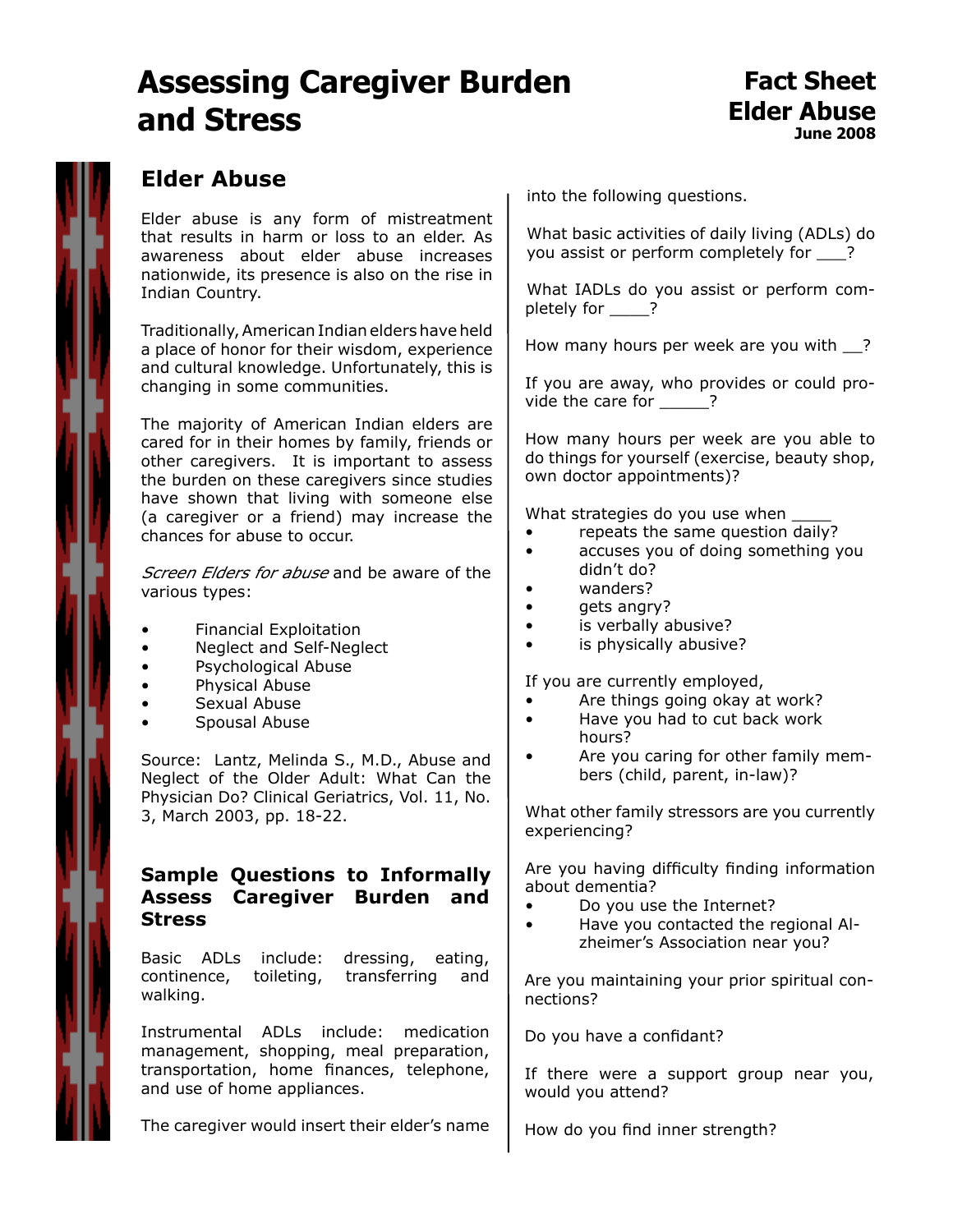# Assessing Caregiver Burden and Stress

**Fact Sheet**
**Elder Abuse**
**June 2008**

## Elder Abuse

Elder abuse is any form of mistreatment that results in harm or loss to an elder. As awareness about elder abuse increases nationwide, its presence is also on the rise in Indian Country.

Traditionally, American Indian elders have held a place of honor for their wisdom, experience and cultural knowledge. Unfortunately, this is changing in some communities.

The majority of American Indian elders are cared for in their homes by family, friends or other caregivers. It is important to assess the burden on these caregivers since studies have shown that living with someone else (a caregiver or a friend) may increase the chances for abuse to occur.

*Screen Elders for abuse* and be aware of the various types:

- Financial Exploitation
- Neglect and Self-Neglect
- Psychological Abuse
- Physical Abuse
- Sexual Abuse
- Spousal Abuse

Source: Lantz, Melinda S., M.D., Abuse and Neglect of the Older Adult: What Can the Physician Do? Clinical Geriatrics, Vol. 11, No. 3, March 2003, pp. 18-22.

## Sample Questions to Informally Assess Caregiver Burden and Stress

Basic ADLs include: dressing, eating, continence, toileting, transferring and walking.

Instrumental ADLs include: medication management, shopping, meal preparation, transportation, home finances, telephone, and use of home appliances.

The caregiver would insert their elder's name into the following questions.

What basic activities of daily living (ADLs) do you assist or perform completely for ___?

What IADLs do you assist or perform completely for ____?

How many hours per week are you with __?

If you are away, who provides or could provide the care for _____?

How many hours per week are you able to do things for yourself (exercise, beauty shop, own doctor appointments)?

What strategies do you use when ____

- repeats the same question daily?
- accuses you of doing something you didn't do?
- wanders?
- gets angry?
- is verbally abusive?
- is physically abusive?

If you are currently employed,

- Are things going okay at work?
- Have you had to cut back work hours?
- Are you caring for other family members (child, parent, in-law)?

What other family stressors are you currently experiencing?

Are you having difficulty finding information about dementia?

- Do you use the Internet?
- Have you contacted the regional Alzheimer's Association near you?

Are you maintaining your prior spiritual connections?

Do you have a confidant?

If there were a support group near you, would you attend?

How do you find inner strength?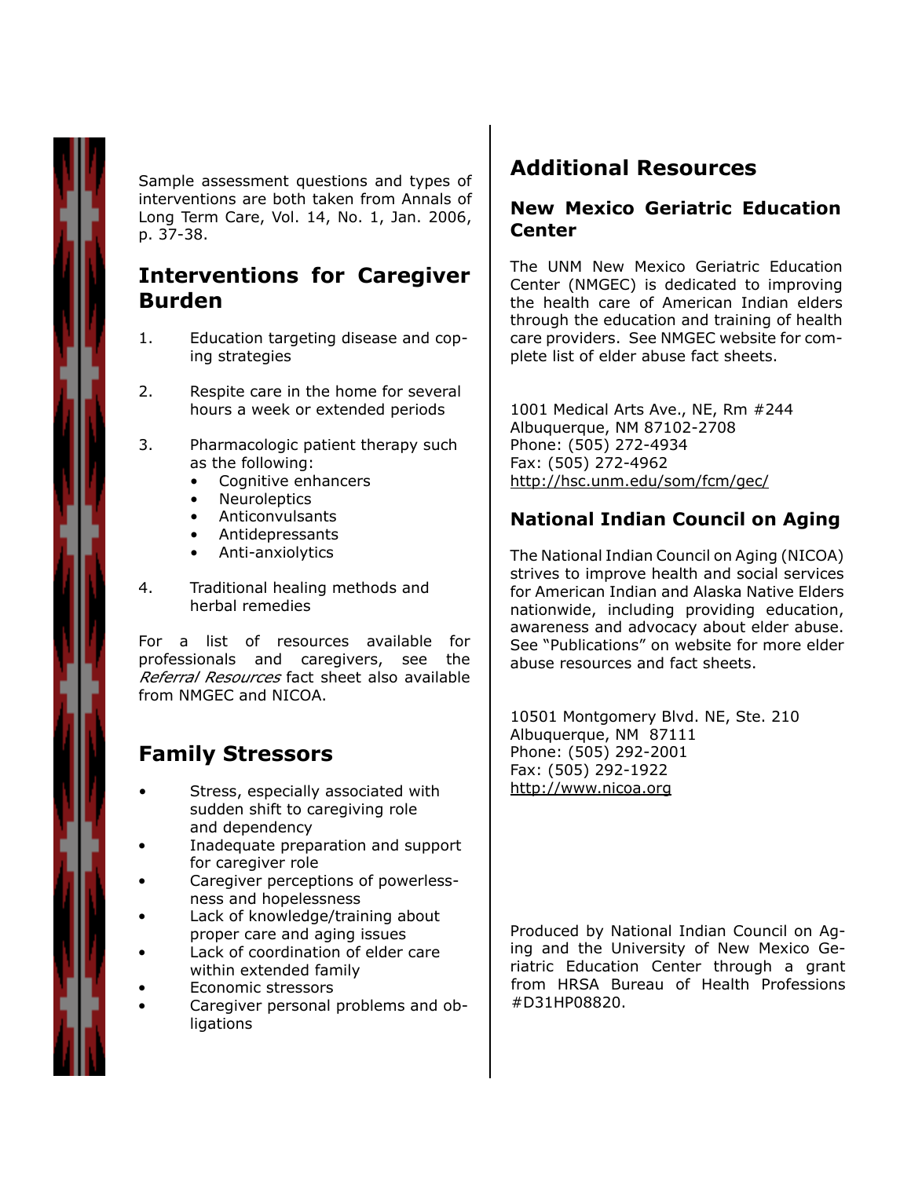Sample assessment questions and types of interventions are both taken from Annals of Long Term Care, Vol. 14, No. 1, Jan. 2006, p. 37-38.

## Interventions for Caregiver Burden

1. Education targeting disease and coping strategies
2. Respite care in the home for several hours a week or extended periods
3. Pharmacologic patient therapy such as the following:
   - Cognitive enhancers
   - Neuroleptics
   - Anticonvulsants
   - Antidepressants
   - Anti-anxiolytics
4. Traditional healing methods and herbal remedies

For a list of resources available for professionals and caregivers, see the *Referral Resources* fact sheet also available from NMGEC and NICOA.

## Family Stressors

- Stress, especially associated with sudden shift to caregiving role and dependency
- Inadequate preparation and support for caregiver role
- Caregiver perceptions of powerlessness and hopelessness
- Lack of knowledge/training about proper care and aging issues
- Lack of coordination of elder care within extended family
- Economic stressors
- Caregiver personal problems and obligations

## Additional Resources

### New Mexico Geriatric Education Center

The UNM New Mexico Geriatric Education Center (NMGEC) is dedicated to improving the health care of American Indian elders through the education and training of health care providers. See NMGEC website for complete list of elder abuse fact sheets.

1001 Medical Arts Ave., NE, Rm #244
Albuquerque, NM 87102-2708
Phone: (505) 272-4934
Fax: (505) 272-4962
http://hsc.unm.edu/som/fcm/gec/

### National Indian Council on Aging

The National Indian Council on Aging (NICOA) strives to improve health and social services for American Indian and Alaska Native Elders nationwide, including providing education, awareness and advocacy about elder abuse. See "Publications" on website for more elder abuse resources and fact sheets.

10501 Montgomery Blvd. NE, Ste. 210
Albuquerque, NM 87111
Phone: (505) 292-2001
Fax: (505) 292-1922
http://www.nicoa.org

Produced by National Indian Council on Aging and the University of New Mexico Geriatric Education Center through a grant from HRSA Bureau of Health Professions #D31HP08820.